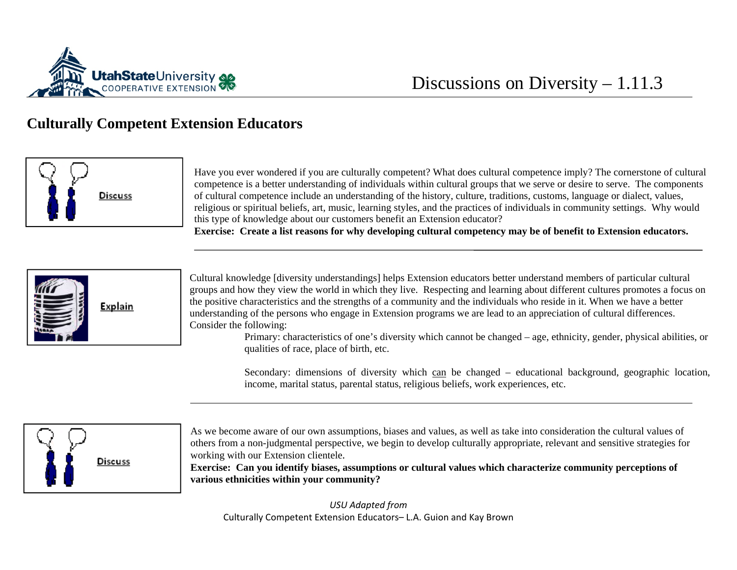# Discussions on Diversity – 1.11.3

## Culturally Competent Extension Educators

**Discuss**

Have you ever wondered if you are culturally competent? What does cultural competence imply? The cornerstone of cultural competence is a better understanding of individuals within cultural groups that we serve or desire to serve. The components of cultural competence include an understanding of the history, culture, traditions, customs, language or dialect, values, religious or spiritual beliefs, art, music, learning styles, and the practices of individuals in community settings. Why would this type of knowledge about our customers benefit an Extension educator?

**Exercise: Create a list reasons for why developing cultural competency may be of benefit to Extension educators.**

---

**Explain**

Cultural knowledge [diversity understandings] helps Extension educators better understand members of particular cultural groups and how they view the world in which they live. Respecting and learning about different cultures promotes a focus on the positive characteristics and the strengths of a community and the individuals who reside in it. When we have a better understanding of the persons who engage in Extension programs we are lead to an appreciation of cultural differences. Consider the following:

> Primary: characteristics of one's diversity which cannot be changed – age, ethnicity, gender, physical abilities, or qualities of race, place of birth, etc.
>
> Secondary: dimensions of diversity which <u>can</u> be changed – educational background, geographic location, income, marital status, parental status, religious beliefs, work experiences, etc.

---

**Discuss**

As we become aware of our own assumptions, biases and values, as well as take into consideration the cultural values of others from a non-judgmental perspective, we begin to develop culturally appropriate, relevant and sensitive strategies for working with our Extension clientele.

**Exercise: Can you identify biases, assumptions or cultural values which characterize community perceptions of various ethnicities within your community?**

*USU Adapted from*
Culturally Competent Extension Educators– L.A. Guion and Kay Brown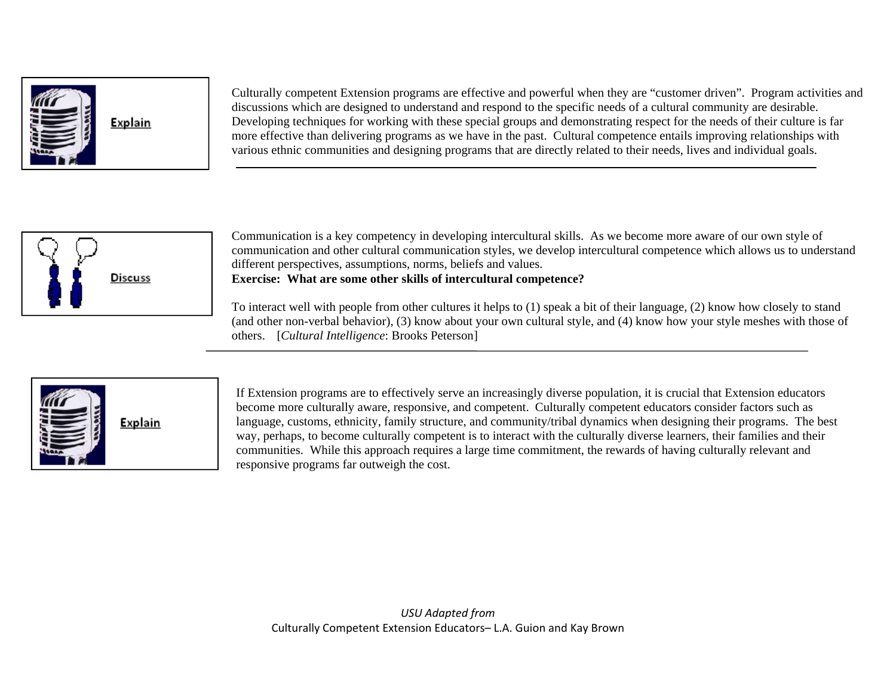**Explain**

Culturally competent Extension programs are effective and powerful when they are "customer driven". Program activities and discussions which are designed to understand and respond to the specific needs of a cultural community are desirable. Developing techniques for working with these special groups and demonstrating respect for the needs of their culture is far more effective than delivering programs as we have in the past. Cultural competence entails improving relationships with various ethnic communities and designing programs that are directly related to their needs, lives and individual goals.

---

**Discuss**

Communication is a key competency in developing intercultural skills. As we become more aware of our own style of communication and other cultural communication styles, we develop intercultural competence which allows us to understand different perspectives, assumptions, norms, beliefs and values.

**Exercise: What are some other skills of intercultural competence?**

To interact well with people from other cultures it helps to (1) speak a bit of their language, (2) know how closely to stand (and other non-verbal behavior), (3) know about your own cultural style, and (4) know how your style meshes with those of others. [*Cultural Intelligence*: Brooks Peterson]

---

**Explain**

If Extension programs are to effectively serve an increasingly diverse population, it is crucial that Extension educators become more culturally aware, responsive, and competent. Culturally competent educators consider factors such as language, customs, ethnicity, family structure, and community/tribal dynamics when designing their programs. The best way, perhaps, to become culturally competent is to interact with the culturally diverse learners, their families and their communities. While this approach requires a large time commitment, the rewards of having culturally relevant and responsive programs far outweigh the cost.

*USU Adapted from*

Culturally Competent Extension Educators– L.A. Guion and Kay Brown